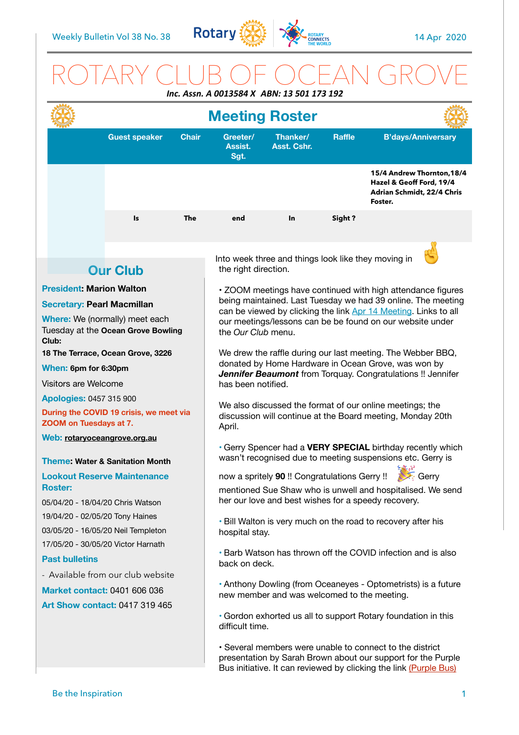Weekly Bulletin Vol 38 No. 38

14 Apr 2020

# ROTARY CLUB OF OCEAN GROVE

***Inc. Assn. A 0013584 X ABN: 13 501 173 192***

## Meeting Roster

| | Guest speaker | Chair | Greeter/ Assist. Sgt. | Thanker/ Asst. Cshr. | Raffle | B'days/Anniversary |
|---|---|---|---|---|---|---|
| | | | | | | **15/4 Andrew Thornton, 18/4 Hazel & Geoff Ford, 19/4 Adrian Schmidt, 22/4 Chris Foster.** |
| | **Is** | **The** | **end** | **In** | **Sight ?** | |

## Our Club

**President: Marion Walton**

**Secretary: Pearl Macmillan**

**Where:** We (normally) meet each Tuesday at the **Ocean Grove Bowling Club:**

**18 The Terrace, Ocean Grove, 3226**

**When: 6pm for 6:30pm**

Visitors are Welcome

**Apologies:** 0457 315 900

**During the COVID 19 crisis, we meet via ZOOM on Tuesdays at 7.**

**Web: rotaryoceangrove.org.au**

**Theme: Water & Sanitation Month**

**Lookout Reserve Maintenance Roster:**

05/04/20 - 18/04/20 Chris Watson

19/04/20 - 02/05/20 Tony Haines

03/05/20 - 16/05/20 Neil Templeton

17/05/20 - 30/05/20 Victor Harnath

**Past bulletins**

- Available from our club website

**Market contact:** 0401 606 036

**Art Show contact:** 0417 319 465

Into week three and things look like they moving in the right direction.

• ZOOM meetings have continued with high attendance figures being maintained. Last Tuesday we had 39 online. The meeting can be viewed by clicking the link Apr 14 Meeting. Links to all our meetings/lessons can be be found on our website under the *Our Club* menu.

We drew the raffle during our last meeting. The Webber BBQ, donated by Home Hardware in Ocean Grove, was won by ***Jennifer Beaumont*** from Torquay. Congratulations !! Jennifer has been notified.

We also discussed the format of our online meetings; the discussion will continue at the Board meeting, Monday 20th April.

• Gerry Spencer had a **VERY SPECIAL** birthday recently which wasn't recognised due to meeting suspensions etc. Gerry is now a spritely **90** !! Congratulations Gerry !! Gerry mentioned Sue Shaw who is unwell and hospitalised. We send her our love and best wishes for a speedy recovery.

• Bill Walton is very much on the road to recovery after his hospital stay.

• Barb Watson has thrown off the COVID infection and is also back on deck.

• Anthony Dowling (from Oceaneyes - Optometrists) is a future new member and was welcomed to the meeting.

• Gordon exhorted us all to support Rotary foundation in this difficult time.

• Several members were unable to connect to the district presentation by Sarah Brown about our support for the Purple Bus initiative. It can reviewed by clicking the link (Purple Bus)

Be the Inspiration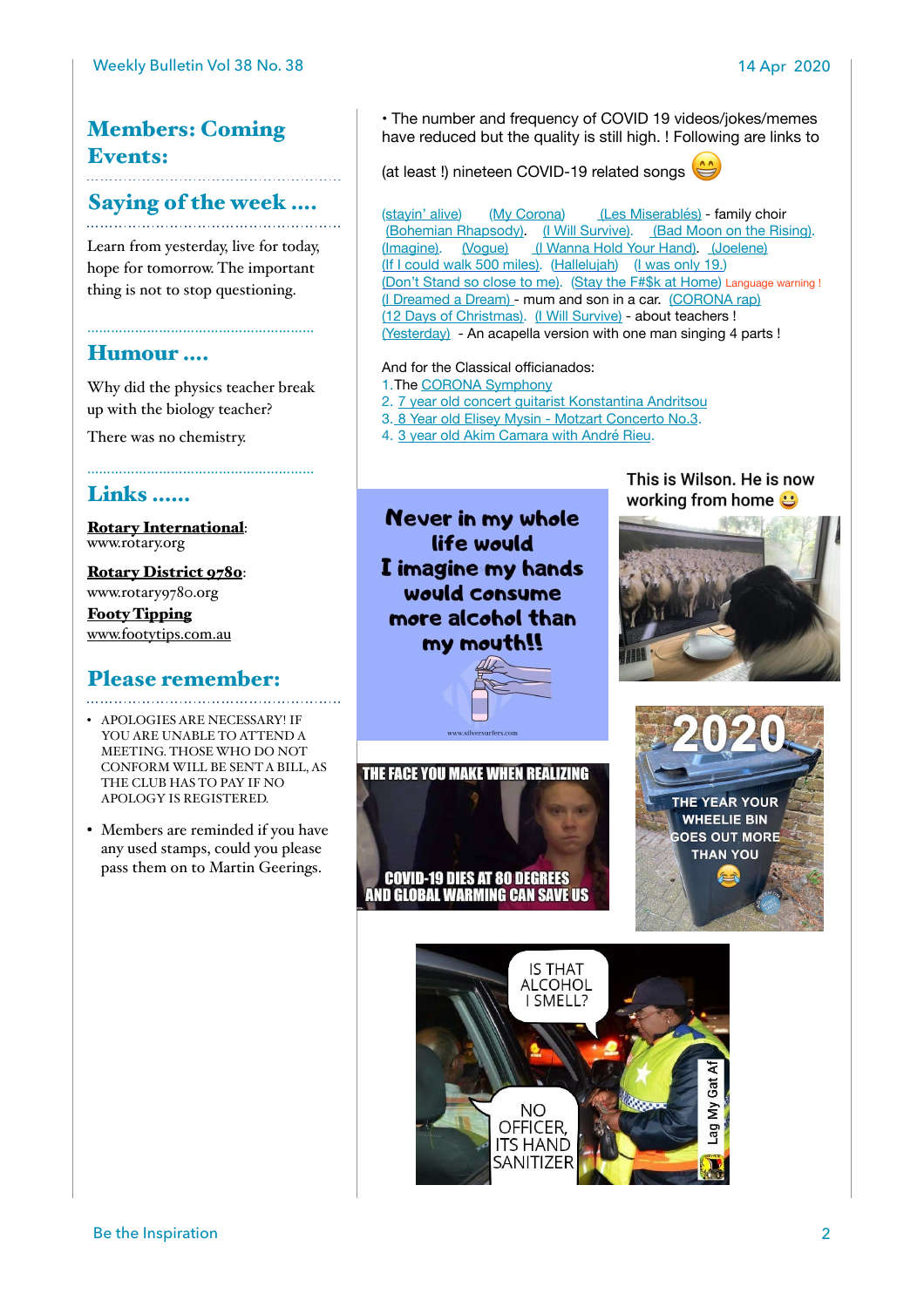## Members: Coming Events:

## Saying of the week ....

Learn from yesterday, live for today, hope for tomorrow. The important thing is not to stop questioning.

## Humour ....

Why did the physics teacher break up with the biology teacher?

There was no chemistry.

## Links ......

**Rotary International**: www.rotary.org

**Rotary District 9780**: www.rotary9780.org

**Footy Tipping** www.footytips.com.au

## Please remember:

- APOLOGIES ARE NECESSARY! IF YOU ARE UNABLE TO ATTEND A MEETING. THOSE WHO DO NOT CONFORM WILL BE SENT A BILL, AS THE CLUB HAS TO PAY IF NO APOLOGY IS REGISTERED.
- Members are reminded if you have any used stamps, could you please pass them on to Martin Geerings.

• The number and frequency of COVID 19 videos/jokes/memes have reduced but the quality is still high. ! Following are links to (at least !) nineteen COVID-19 related songs 😁

(stayin' alive) (My Corona) (Les Miserablés) - family choir (Bohemian Rhapsody). (I Will Survive). (Bad Moon on the Rising). (Imagine). (Vogue) (I Wanna Hold Your Hand). (Joelene) (If I could walk 500 miles). (Hallelujah) (I was only 19.) (Don't Stand so close to me). (Stay the F#$k at Home) Language warning ! (I Dreamed a Dream) - mum and son in a car. (CORONA rap) (12 Days of Christmas). (I Will Survive) - about teachers ! (Yesterday) - An acapella version with one man singing 4 parts !

And for the Classical officianados:

1. The CORONA Symphony
2. 7 year old concert guitarist Konstantina Andritsou
3. 8 Year old Elisey Mysin - Motzart Concerto No.3.
4. 3 year old Akim Camara with André Rieu.

This is Wilson. He is now working from home 😃